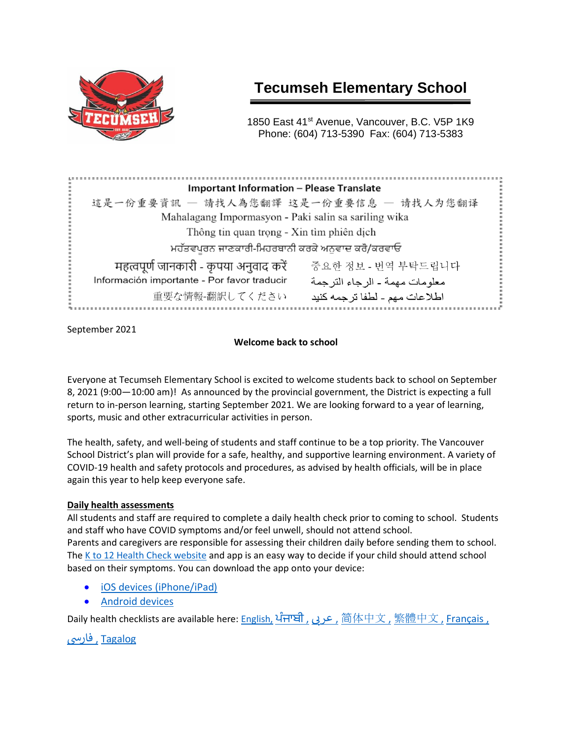# Tecumseh Elementary School

1850 East 41st Avenue, Vancouver, B.C. V5P 1K9
Phone: (604) 713-5390 Fax: (604) 713-5383

**Important Information – Please Translate**

這是一份重要資訊 — 請找人為您翻譯 这是一份重要信息 — 请找人为您翻译

Mahalagang Impormasyon - Paki salin sa sariling wika

Thông tin quan trọng - Xin tìm phiên dịch

ਮਹੱਤਵਪੂਰਨ ਜਾਣਕਾਰੀ-ਮਿਹਰਬਾਨੀ ਕਰਕੇ ਅਨੁਵਾਦ ਕਰੋ/ਕਰਵਾਓ

महत्वपूर्ण जानकारी - कृपया अनुवाद करें

중요한 정보 - 번역 부탁드립니다

Información importante - Por favor traducir

معلومات مهمة - الرجاء الترجمة

重要な情報-翻訳してください

اطلاعات مهم - لطفا ترجمه کنید

September 2021

**Welcome back to school**

Everyone at Tecumseh Elementary School is excited to welcome students back to school on September 8, 2021 (9:00—10:00 am)! As announced by the provincial government, the District is expecting a full return to in-person learning, starting September 2021. We are looking forward to a year of learning, sports, music and other extracurricular activities in person.

The health, safety, and well-being of students and staff continue to be a top priority. The Vancouver School District's plan will provide for a safe, healthy, and supportive learning environment. A variety of COVID-19 health and safety protocols and procedures, as advised by health officials, will be in place again this year to help keep everyone safe.

**Daily health assessments**

All students and staff are required to complete a daily health check prior to coming to school. Students and staff who have COVID symptoms and/or feel unwell, should not attend school.
Parents and caregivers are responsible for assessing their children daily before sending them to school. The K to 12 Health Check website and app is an easy way to decide if your child should attend school based on their symptoms. You can download the app onto your device:

- iOS devices (iPhone/iPad)
- Android devices

Daily health checklists are available here: English, ਪੰਜਾਬੀ , عربي , 简体中文 , 繁體中文 , Français , فارسی , Tagalog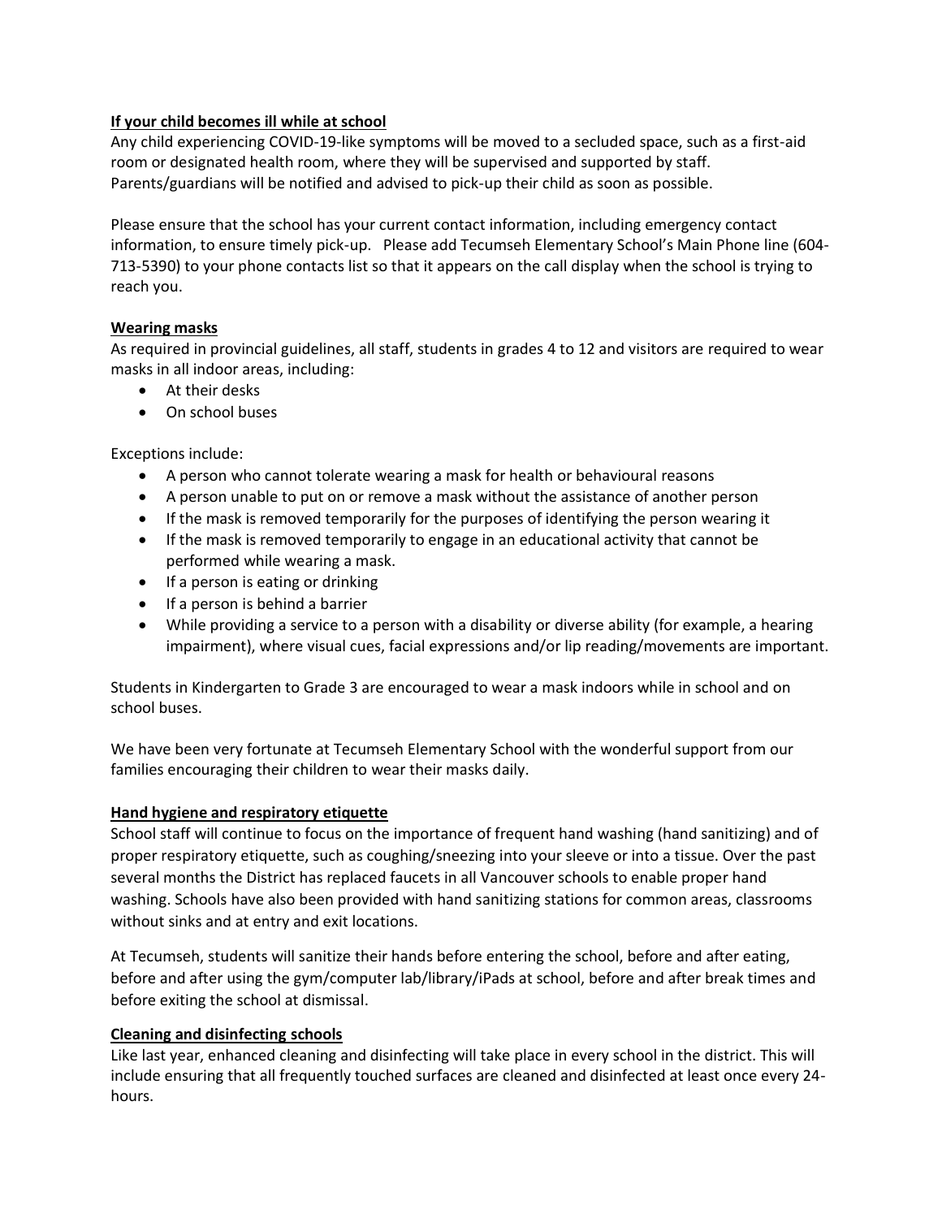## If your child becomes ill while at school

Any child experiencing COVID-19-like symptoms will be moved to a secluded space, such as a first-aid room or designated health room, where they will be supervised and supported by staff. Parents/guardians will be notified and advised to pick-up their child as soon as possible.

Please ensure that the school has your current contact information, including emergency contact information, to ensure timely pick-up. Please add Tecumseh Elementary School's Main Phone line (604-713-5390) to your phone contacts list so that it appears on the call display when the school is trying to reach you.

## Wearing masks

As required in provincial guidelines, all staff, students in grades 4 to 12 and visitors are required to wear masks in all indoor areas, including:

- At their desks
- On school buses

Exceptions include:

- A person who cannot tolerate wearing a mask for health or behavioural reasons
- A person unable to put on or remove a mask without the assistance of another person
- If the mask is removed temporarily for the purposes of identifying the person wearing it
- If the mask is removed temporarily to engage in an educational activity that cannot be performed while wearing a mask.
- If a person is eating or drinking
- If a person is behind a barrier
- While providing a service to a person with a disability or diverse ability (for example, a hearing impairment), where visual cues, facial expressions and/or lip reading/movements are important.

Students in Kindergarten to Grade 3 are encouraged to wear a mask indoors while in school and on school buses.

We have been very fortunate at Tecumseh Elementary School with the wonderful support from our families encouraging their children to wear their masks daily.

## Hand hygiene and respiratory etiquette

School staff will continue to focus on the importance of frequent hand washing (hand sanitizing) and of proper respiratory etiquette, such as coughing/sneezing into your sleeve or into a tissue. Over the past several months the District has replaced faucets in all Vancouver schools to enable proper hand washing. Schools have also been provided with hand sanitizing stations for common areas, classrooms without sinks and at entry and exit locations.

At Tecumseh, students will sanitize their hands before entering the school, before and after eating, before and after using the gym/computer lab/library/iPads at school, before and after break times and before exiting the school at dismissal.

## Cleaning and disinfecting schools

Like last year, enhanced cleaning and disinfecting will take place in every school in the district. This will include ensuring that all frequently touched surfaces are cleaned and disinfected at least once every 24-hours.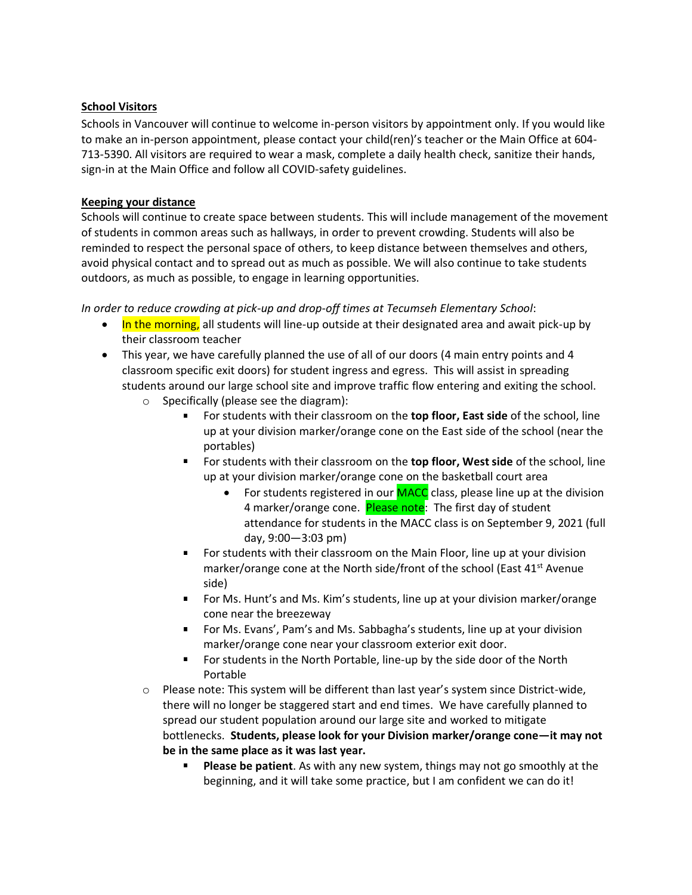**School Visitors**

Schools in Vancouver will continue to welcome in-person visitors by appointment only. If you would like to make an in-person appointment, please contact your child(ren)'s teacher or the Main Office at 604-713-5390. All visitors are required to wear a mask, complete a daily health check, sanitize their hands, sign-in at the Main Office and follow all COVID-safety guidelines.

**Keeping your distance**

Schools will continue to create space between students. This will include management of the movement of students in common areas such as hallways, in order to prevent crowding. Students will also be reminded to respect the personal space of others, to keep distance between themselves and others, avoid physical contact and to spread out as much as possible. We will also continue to take students outdoors, as much as possible, to engage in learning opportunities.

*In order to reduce crowding at pick-up and drop-off times at Tecumseh Elementary School*:

- In the morning, all students will line-up outside at their designated area and await pick-up by their classroom teacher
- This year, we have carefully planned the use of all of our doors (4 main entry points and 4 classroom specific exit doors) for student ingress and egress. This will assist in spreading students around our large school site and improve traffic flow entering and exiting the school.
  - Specifically (please see the diagram):
    - For students with their classroom on the **top floor, East side** of the school, line up at your division marker/orange cone on the East side of the school (near the portables)
    - For students with their classroom on the **top floor, West side** of the school, line up at your division marker/orange cone on the basketball court area
      - For students registered in our MACC class, please line up at the division 4 marker/orange cone. Please note: The first day of student attendance for students in the MACC class is on September 9, 2021 (full day, 9:00—3:03 pm)
    - For students with their classroom on the Main Floor, line up at your division marker/orange cone at the North side/front of the school (East 41st Avenue side)
    - For Ms. Hunt's and Ms. Kim's students, line up at your division marker/orange cone near the breezeway
    - For Ms. Evans', Pam's and Ms. Sabbagha's students, line up at your division marker/orange cone near your classroom exterior exit door.
    - For students in the North Portable, line-up by the side door of the North Portable
  - Please note: This system will be different than last year's system since District-wide, there will no longer be staggered start and end times. We have carefully planned to spread our student population around our large site and worked to mitigate bottlenecks. **Students, please look for your Division marker/orange cone—it may not be in the same place as it was last year.**
    - **Please be patient**. As with any new system, things may not go smoothly at the beginning, and it will take some practice, but I am confident we can do it!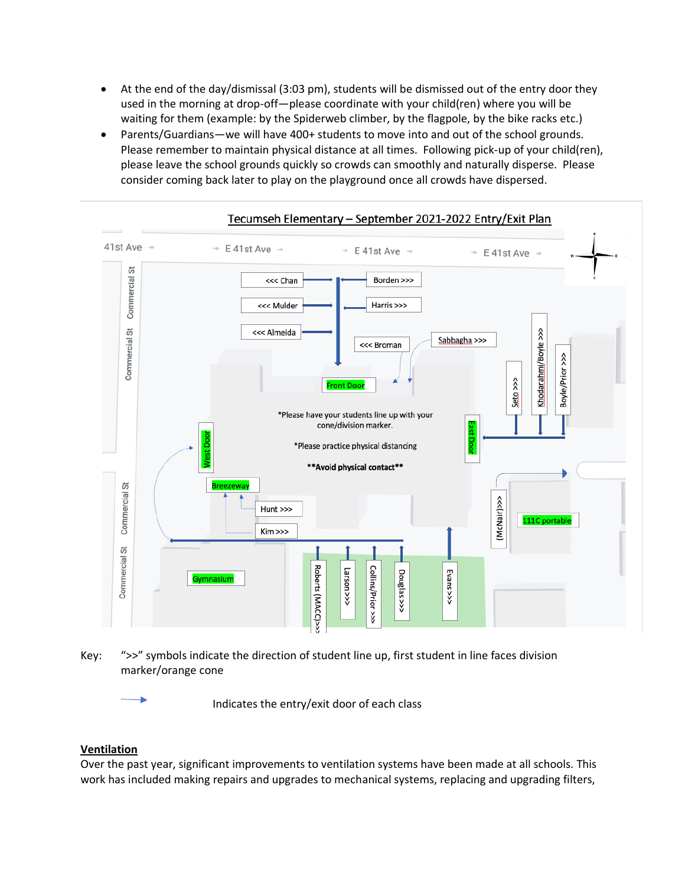- At the end of the day/dismissal (3:03 pm), students will be dismissed out of the entry door they used in the morning at drop-off—please coordinate with your child(ren) where you will be waiting for them (example: by the Spiderweb climber, by the flagpole, by the bike racks etc.)
- Parents/Guardians—we will have 400+ students to move into and out of the school grounds. Please remember to maintain physical distance at all times. Following pick-up of your child(ren), please leave the school grounds quickly so crowds can smoothly and naturally disperse. Please consider coming back later to play on the playground once all crowds have dispersed.

Tecumseh Elementary – September 2021-2022 Entry/Exit Plan

41st Ave → E 41st Ave → E 41st Ave → E 41st Ave →

Commercial St

<<< Chan | Borden >>> | <<< Mulder | Harris >>> | <<< Almeida | <<< Broman | Sabbagha >>> | Front Door

Seto >>> | Khodarahmi/Boyle >>> | Boyle/Prior >>> | East Door

West Door | Breezeway | Hunt >>> | Kim >>>

*Please have your students line up with your cone/division marker.

*Please practice physical distancing

**Avoid physical contact**

(McNair)>>> | 111C portable

Gymnasium | Roberts (MACC)>>> | Larson >>> | Collins/Prior >> | Douglas >>> | Evans >>>

Key: ">>" symbols indicate the direction of student line up, first student in line faces division marker/orange cone

→ Indicates the entry/exit door of each class

## Ventilation

Over the past year, significant improvements to ventilation systems have been made at all schools. This work has included making repairs and upgrades to mechanical systems, replacing and upgrading filters,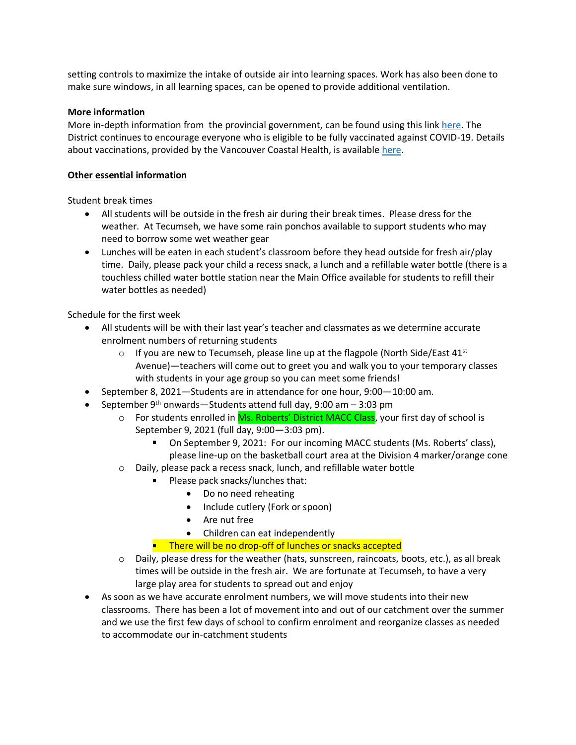setting controls to maximize the intake of outside air into learning spaces. Work has also been done to make sure windows, in all learning spaces, can be opened to provide additional ventilation.

**More information**

More in-depth information from the provincial government, can be found using this link [here](). The District continues to encourage everyone who is eligible to be fully vaccinated against COVID-19. Details about vaccinations, provided by the Vancouver Coastal Health, is available [here]().

**Other essential information**

Student break times

- All students will be outside in the fresh air during their break times. Please dress for the weather. At Tecumseh, we have some rain ponchos available to support students who may need to borrow some wet weather gear
- Lunches will be eaten in each student's classroom before they head outside for fresh air/play time. Daily, please pack your child a recess snack, a lunch and a refillable water bottle (there is a touchless chilled water bottle station near the Main Office available for students to refill their water bottles as needed)

Schedule for the first week

- All students will be with their last year's teacher and classmates as we determine accurate enrolment numbers of returning students
  - If you are new to Tecumseh, please line up at the flagpole (North Side/East 41st Avenue)—teachers will come out to greet you and walk you to your temporary classes with students in your age group so you can meet some friends!
- September 8, 2021—Students are in attendance for one hour, 9:00—10:00 am.
- September 9th onwards—Students attend full day, 9:00 am – 3:03 pm
  - For students enrolled in Ms. Roberts' District MACC Class, your first day of school is September 9, 2021 (full day, 9:00—3:03 pm).
    - On September 9, 2021: For our incoming MACC students (Ms. Roberts' class), please line-up on the basketball court area at the Division 4 marker/orange cone
  - Daily, please pack a recess snack, lunch, and refillable water bottle
    - Please pack snacks/lunches that:
      - Do no need reheating
      - Include cutlery (Fork or spoon)
      - Are nut free
      - Children can eat independently
    - There will be no drop-off of lunches or snacks accepted
  - Daily, please dress for the weather (hats, sunscreen, raincoats, boots, etc.), as all break times will be outside in the fresh air. We are fortunate at Tecumseh, to have a very large play area for students to spread out and enjoy
- As soon as we have accurate enrolment numbers, we will move students into their new classrooms. There has been a lot of movement into and out of our catchment over the summer and we use the first few days of school to confirm enrolment and reorganize classes as needed to accommodate our in-catchment students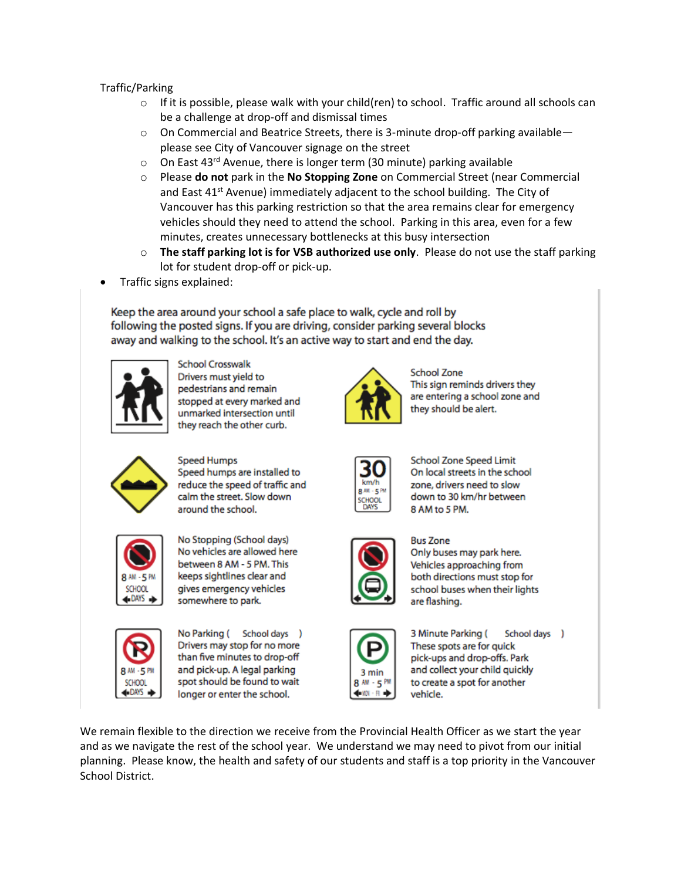Traffic/Parking

- If it is possible, please walk with your child(ren) to school. Traffic around all schools can be a challenge at drop-off and dismissal times
- On Commercial and Beatrice Streets, there is 3-minute drop-off parking available—please see City of Vancouver signage on the street
- On East 43rd Avenue, there is longer term (30 minute) parking available
- Please **do not** park in the **No Stopping Zone** on Commercial Street (near Commercial and East 41st Avenue) immediately adjacent to the school building. The City of Vancouver has this parking restriction so that the area remains clear for emergency vehicles should they need to attend the school. Parking in this area, even for a few minutes, creates unnecessary bottlenecks at this busy intersection
- **The staff parking lot is for VSB authorized use only**. Please do not use the staff parking lot for student drop-off or pick-up.

- Traffic signs explained:

Keep the area around your school a safe place to walk, cycle and roll by following the posted signs. If you are driving, consider parking several blocks away and walking to the school. It's an active way to start and end the day.

School Crosswalk
Drivers must yield to pedestrians and remain stopped at every marked and unmarked intersection until they reach the other curb.

School Zone
This sign reminds drivers they are entering a school zone and they should be alert.

Speed Humps
Speed humps are installed to reduce the speed of traffic and calm the street. Slow down around the school.

School Zone Speed Limit
On local streets in the school zone, drivers need to slow down to 30 km/hr between 8 AM to 5 PM.

No Stopping (School days)
No vehicles are allowed here between 8 AM - 5 PM. This keeps sightlines clear and gives emergency vehicles somewhere to park.

Bus Zone
Only buses may park here. Vehicles approaching from both directions must stop for school buses when their lights are flashing.

No Parking ( School days )
Drivers may stop for no more than five minutes to drop-off and pick-up. A legal parking spot should be found to wait longer or enter the school.

3 Minute Parking ( School days )
These spots are for quick pick-ups and drop-offs. Park and collect your child quickly to create a spot for another vehicle.

We remain flexible to the direction we receive from the Provincial Health Officer as we start the year and as we navigate the rest of the school year. We understand we may need to pivot from our initial planning. Please know, the health and safety of our students and staff is a top priority in the Vancouver School District.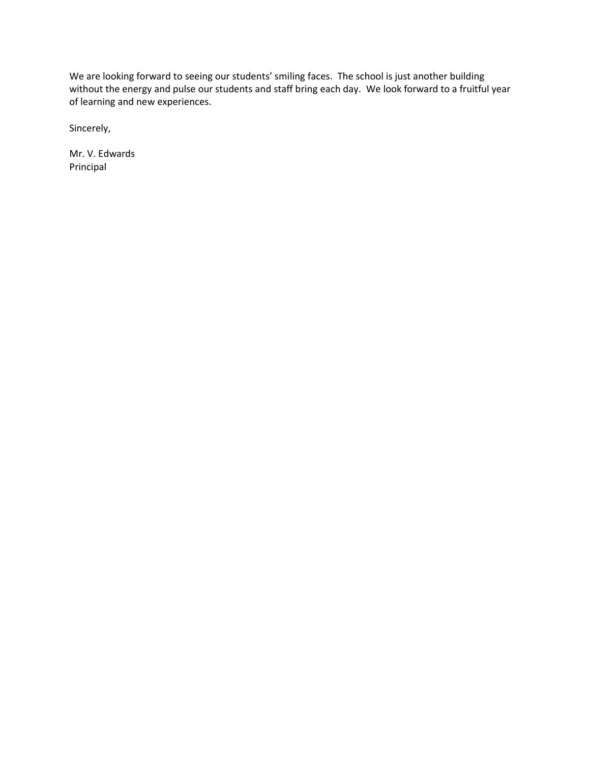We are looking forward to seeing our students' smiling faces. The school is just another building without the energy and pulse our students and staff bring each day. We look forward to a fruitful year of learning and new experiences.

Sincerely,

Mr. V. Edwards
Principal